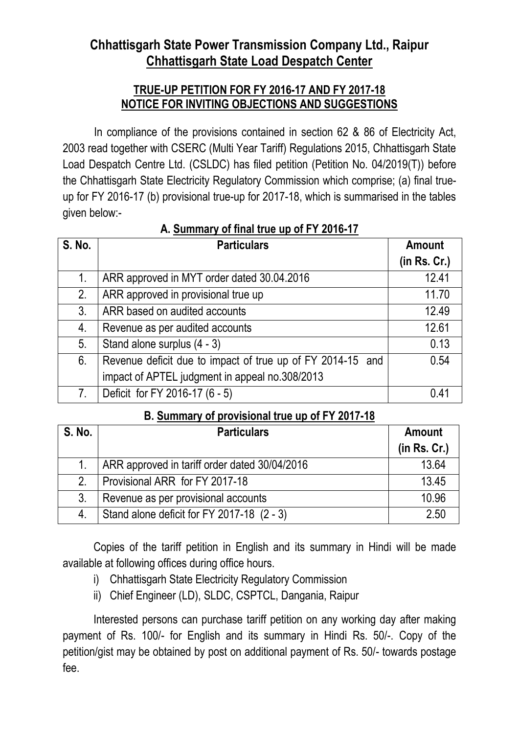# Chhattisgarh State Power Transmission Company Ltd., Raipur
## Chhattisgarh State Load Despatch Center

### TRUE-UP PETITION FOR FY 2016-17 AND FY 2017-18
### NOTICE FOR INVITING OBJECTIONS AND SUGGESTIONS

In compliance of the provisions contained in section 62 & 86 of Electricity Act, 2003 read together with CSERC (Multi Year Tariff) Regulations 2015, Chhattisgarh State Load Despatch Centre Ltd. (CSLDC) has filed petition (Petition No. 04/2019(T)) before the Chhattisgarh State Electricity Regulatory Commission which comprise; (a) final true-up for FY 2016-17 (b) provisional true-up for 2017-18, which is summarised in the tables given below:-

**A. Summary of final true up of FY 2016-17**

| S. No. | Particulars | Amount (in Rs. Cr.) |
|---|---|---|
| 1. | ARR approved in MYT order dated 30.04.2016 | 12.41 |
| 2. | ARR approved in provisional true up | 11.70 |
| 3. | ARR based on audited accounts | 12.49 |
| 4. | Revenue as per audited accounts | 12.61 |
| 5. | Stand alone surplus (4 - 3) | 0.13 |
| 6. | Revenue deficit due to impact of true up of FY 2014-15 and impact of APTEL judgment in appeal no.308/2013 | 0.54 |
| 7. | Deficit for FY 2016-17 (6 - 5) | 0.41 |

**B. Summary of provisional true up of FY 2017-18**

| S. No. | Particulars | Amount (in Rs. Cr.) |
|---|---|---|
| 1. | ARR approved in tariff order dated 30/04/2016 | 13.64 |
| 2. | Provisional ARR for FY 2017-18 | 13.45 |
| 3. | Revenue as per provisional accounts | 10.96 |
| 4. | Stand alone deficit for FY 2017-18 (2 - 3) | 2.50 |

Copies of the tariff petition in English and its summary in Hindi will be made available at following offices during office hours.

i) Chhattisgarh State Electricity Regulatory Commission
ii) Chief Engineer (LD), SLDC, CSPTCL, Dangania, Raipur

Interested persons can purchase tariff petition on any working day after making payment of Rs. 100/- for English and its summary in Hindi Rs. 50/-. Copy of the petition/gist may be obtained by post on additional payment of Rs. 50/- towards postage fee.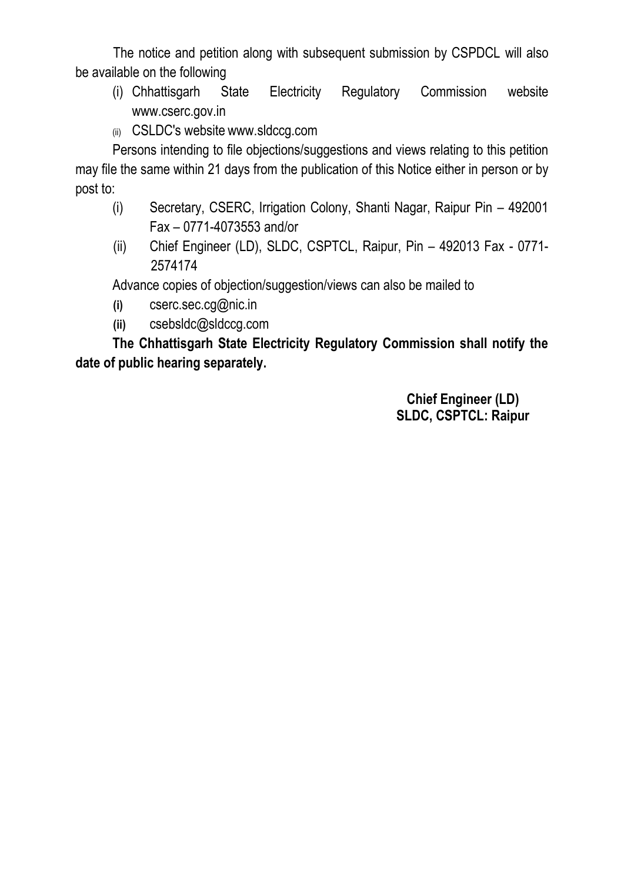The notice and petition along with subsequent submission by CSPDCL will also be available on the following

(i) Chhattisgarh State Electricity Regulatory Commission website www.cserc.gov.in
(ii) CSLDC's website www.sldccg.com

Persons intending to file objections/suggestions and views relating to this petition may file the same within 21 days from the publication of this Notice either in person or by post to:

(i) Secretary, CSERC, Irrigation Colony, Shanti Nagar, Raipur Pin – 492001 Fax – 0771-4073553 and/or
(ii) Chief Engineer (LD), SLDC, CSPTCL, Raipur, Pin – 492013 Fax - 0771-2574174

Advance copies of objection/suggestion/views can also be mailed to

**(i)** cserc.sec.cg@nic.in
**(ii)** csebsldc@sldccg.com

**The Chhattisgarh State Electricity Regulatory Commission shall notify the date of public hearing separately.**

**Chief Engineer (LD)**
**SLDC, CSPTCL: Raipur**